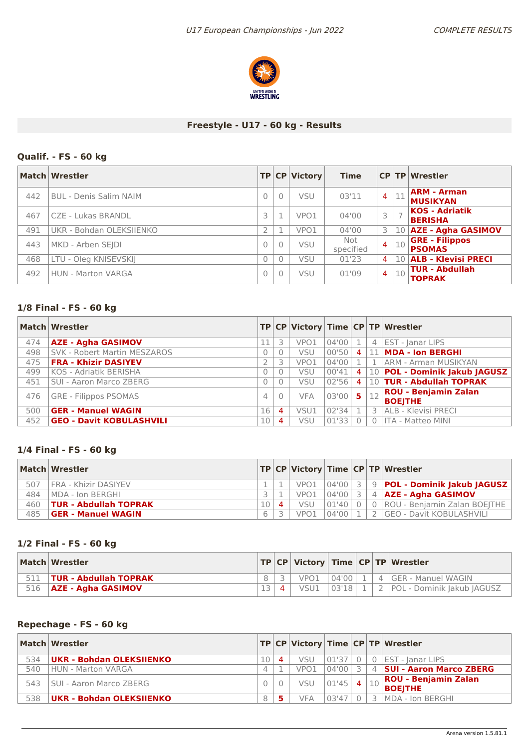## Freestyle - U17 - 60 kg - Results

### Qualif. - FS - 60 kg

| Match | Wrestler | TP | CP | Victory | Time | CP | TP | Wrestler |
|---|---|---|---|---|---|---|---|---|
| 442 | BUL - Denis Salim NAIM | 0 | 0 | VSU | 03'11 | 4 | 11 | **ARM - Arman MUSIKYAN** |
| 467 | CZE - Lukas BRANDL | 3 | 1 | VPO1 | 04'00 | 3 | 7 | **KOS - Adriatik BERISHA** |
| 491 | UKR - Bohdan OLEKSIIENKO | 2 | 1 | VPO1 | 04'00 | 3 | 10 | **AZE - Agha GASIMOV** |
| 443 | MKD - Arben SEJDI | 0 | 0 | VSU | Not specified | 4 | 10 | **GRE - Filippos PSOMAS** |
| 468 | LTU - Oleg KNISEVSKIJ | 0 | 0 | VSU | 01'23 | 4 | 10 | **ALB - Klevisi PRECI** |
| 492 | HUN - Marton VARGA | 0 | 0 | VSU | 01'09 | 4 | 10 | **TUR - Abdullah TOPRAK** |

### 1/8 Final - FS - 60 kg

| Match | Wrestler | TP | CP | Victory | Time | CP | TP | Wrestler |
|---|---|---|---|---|---|---|---|---|
| 474 | **AZE - Agha GASIMOV** | 11 | 3 | VPO1 | 04'00 | 1 | 4 | EST - Janar LIPS |
| 498 | SVK - Robert Martin MESZAROS | 0 | 0 | VSU | 00'50 | 4 | 11 | **MDA - Ion BERGHI** |
| 475 | **FRA - Khizir DASIYEV** | 2 | 3 | VPO1 | 04'00 | 1 | 1 | ARM - Arman MUSIKYAN |
| 499 | KOS - Adriatik BERISHA | 0 | 0 | VSU | 00'41 | 4 | 10 | **POL - Dominik Jakub JAGUSZ** |
| 451 | SUI - Aaron Marco ZBERG | 0 | 0 | VSU | 02'56 | 4 | 10 | **TUR - Abdullah TOPRAK** |
| 476 | GRE - Filippos PSOMAS | 4 | 0 | VFA | 03'00 | 5 | 12 | **ROU - Benjamin Zalan BOEJTHE** |
| 500 | **GER - Manuel WAGIN** | 16 | 4 | VSU1 | 02'34 | 1 | 3 | ALB - Klevisi PRECI |
| 452 | **GEO - Davit KOBULASHVILI** | 10 | 4 | VSU | 01'33 | 0 | 0 | ITA - Matteo MINI |

### 1/4 Final - FS - 60 kg

| Match | Wrestler | TP | CP | Victory | Time | CP | TP | Wrestler |
|---|---|---|---|---|---|---|---|---|
| 507 | FRA - Khizir DASIYEV | 1 | 1 | VPO1 | 04'00 | 3 | 9 | **POL - Dominik Jakub JAGUSZ** |
| 484 | MDA - Ion BERGHI | 3 | 1 | VPO1 | 04'00 | 3 | 4 | **AZE - Agha GASIMOV** |
| 460 | **TUR - Abdullah TOPRAK** | 10 | 4 | VSU | 01'40 | 0 | 0 | ROU - Benjamin Zalan BOEJTHE |
| 485 | **GER - Manuel WAGIN** | 6 | 3 | VPO1 | 04'00 | 1 | 2 | GEO - Davit KOBULASHVILI |

### 1/2 Final - FS - 60 kg

| Match | Wrestler | TP | CP | Victory | Time | CP | TP | Wrestler |
|---|---|---|---|---|---|---|---|---|
| 511 | **TUR - Abdullah TOPRAK** | 8 | 3 | VPO1 | 04'00 | 1 | 4 | GER - Manuel WAGIN |
| 516 | **AZE - Agha GASIMOV** | 13 | 4 | VSU1 | 03'18 | 1 | 2 | POL - Dominik Jakub JAGUSZ |

### Repechage - FS - 60 kg

| Match | Wrestler | TP | CP | Victory | Time | CP | TP | Wrestler |
|---|---|---|---|---|---|---|---|---|
| 534 | **UKR - Bohdan OLEKSIIENKO** | 10 | 4 | VSU | 01'37 | 0 | 0 | EST - Janar LIPS |
| 540 | HUN - Marton VARGA | 4 | 1 | VPO1 | 04'00 | 3 | 4 | **SUI - Aaron Marco ZBERG** |
| 543 | SUI - Aaron Marco ZBERG | 0 | 0 | VSU | 01'45 | 4 | 10 | **ROU - Benjamin Zalan BOEJTHE** |
| 538 | **UKR - Bohdan OLEKSIIENKO** | 8 | 5 | VFA | 03'47 | 0 | 3 | MDA - Ion BERGHI |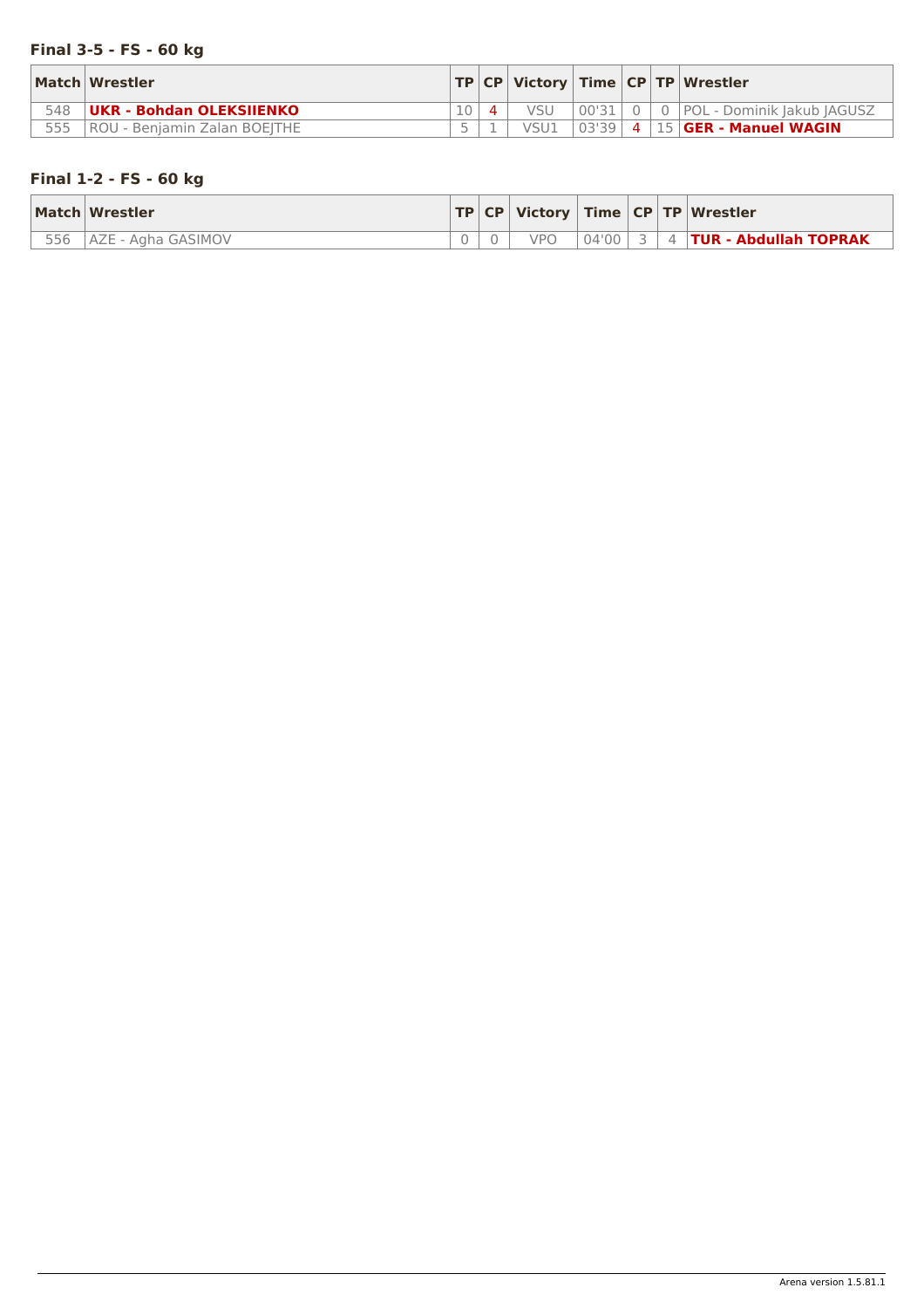### Final 3-5 - FS - 60 kg

| Match | Wrestler | TP | CP | Victory | Time | CP | TP | Wrestler |
|---|---|---|---|---|---|---|---|---|
| 548 | **UKR - Bohdan OLEKSIIENKO** | 10 | 4 | VSU | 00'31 | 0 | 0 | POL - Dominik Jakub JAGUSZ |
| 555 | ROU - Benjamin Zalan BOEJTHE | 5 | 1 | VSU1 | 03'39 | 4 | 15 | **GER - Manuel WAGIN** |

### Final 1-2 - FS - 60 kg

| Match | Wrestler | TP | CP | Victory | Time | CP | TP | Wrestler |
|---|---|---|---|---|---|---|---|---|
| 556 | AZE - Agha GASIMOV | 0 | 0 | VPO | 04'00 | 3 | 4 | **TUR - Abdullah TOPRAK** |

Arena version 1.5.81.1